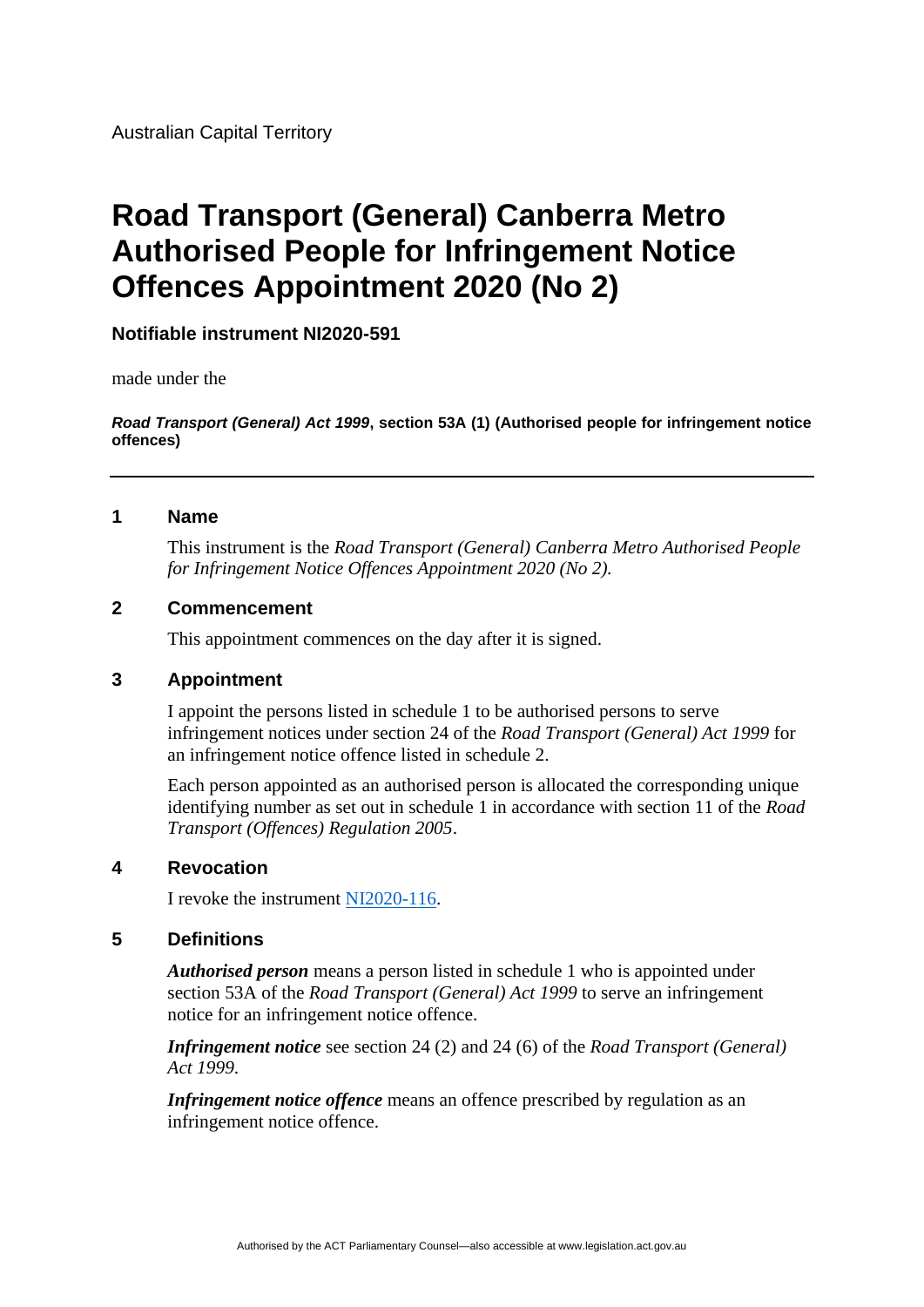Australian Capital Territory

# Road Transport (General) Canberra Metro Authorised People for Infringement Notice Offences Appointment 2020 (No 2)

**Notifiable instrument NI2020-591**

made under the

***Road Transport (General) Act 1999*, section 53A (1) (Authorised people for infringement notice offences)**

---

## 1 Name

This instrument is the *Road Transport (General) Canberra Metro Authorised People for Infringement Notice Offences Appointment 2020 (No 2).*

## 2 Commencement

This appointment commences on the day after it is signed.

## 3 Appointment

I appoint the persons listed in schedule 1 to be authorised persons to serve infringement notices under section 24 of the *Road Transport (General) Act 1999* for an infringement notice offence listed in schedule 2.

Each person appointed as an authorised person is allocated the corresponding unique identifying number as set out in schedule 1 in accordance with section 11 of the *Road Transport (Offences) Regulation 2005*.

## 4 Revocation

I revoke the instrument NI2020-116.

## 5 Definitions

***Authorised person*** means a person listed in schedule 1 who is appointed under section 53A of the *Road Transport (General) Act 1999* to serve an infringement notice for an infringement notice offence.

***Infringement notice*** see section 24 (2) and 24 (6) of the *Road Transport (General) Act 1999.*

***Infringement notice offence*** means an offence prescribed by regulation as an infringement notice offence.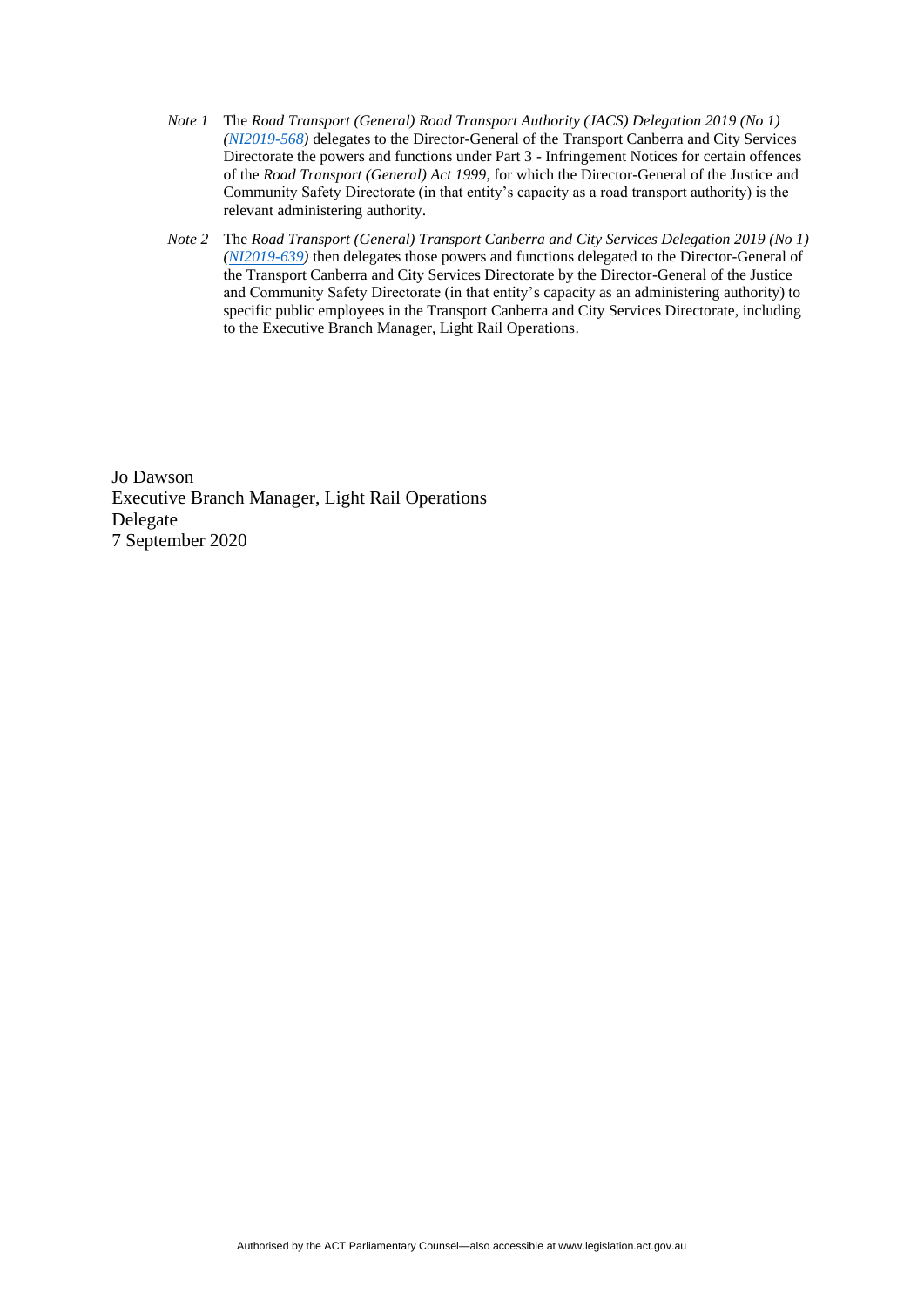*Note 1* The *Road Transport (General) Road Transport Authority (JACS) Delegation 2019 (No 1) (NI2019-568)* delegates to the Director-General of the Transport Canberra and City Services Directorate the powers and functions under Part 3 - Infringement Notices for certain offences of the *Road Transport (General) Act 1999*, for which the Director-General of the Justice and Community Safety Directorate (in that entity's capacity as a road transport authority) is the relevant administering authority.

*Note 2* The *Road Transport (General) Transport Canberra and City Services Delegation 2019 (No 1) (NI2019-639)* then delegates those powers and functions delegated to the Director-General of the Transport Canberra and City Services Directorate by the Director-General of the Justice and Community Safety Directorate (in that entity's capacity as an administering authority) to specific public employees in the Transport Canberra and City Services Directorate, including to the Executive Branch Manager, Light Rail Operations.

Jo Dawson
Executive Branch Manager, Light Rail Operations
Delegate
7 September 2020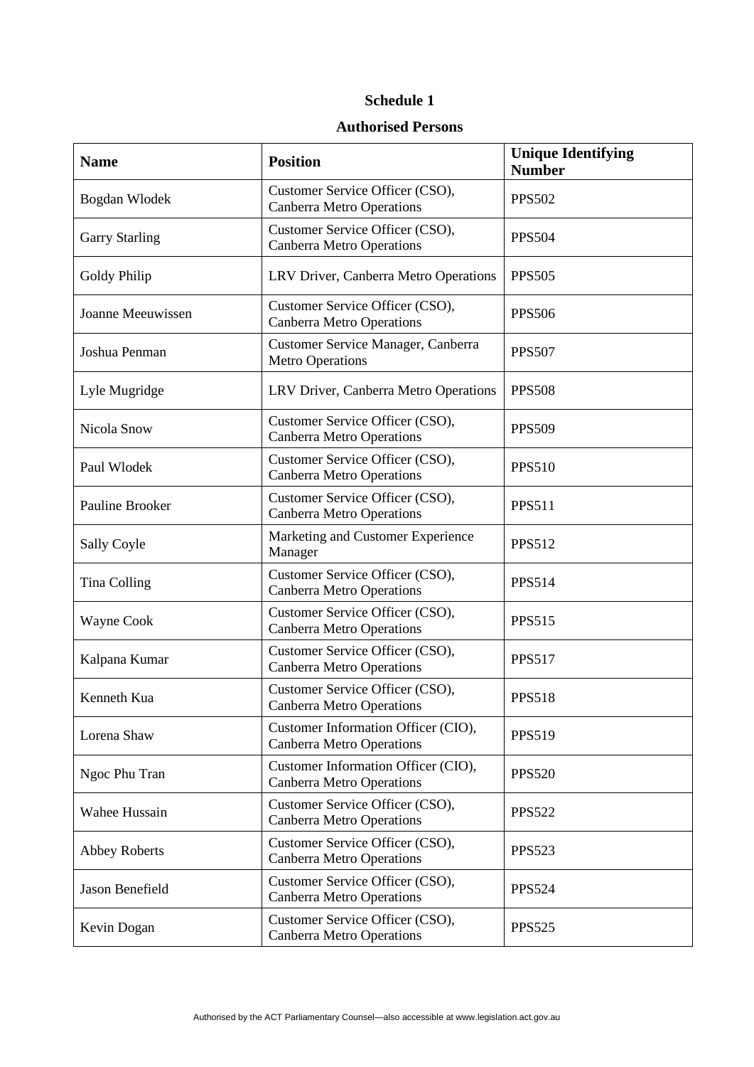## Schedule 1

## Authorised Persons

| Name | Position | Unique Identifying Number |
|---|---|---|
| Bogdan Wlodek | Customer Service Officer (CSO), Canberra Metro Operations | PPS502 |
| Garry Starling | Customer Service Officer (CSO), Canberra Metro Operations | PPS504 |
| Goldy Philip | LRV Driver, Canberra Metro Operations | PPS505 |
| Joanne Meeuwissen | Customer Service Officer (CSO), Canberra Metro Operations | PPS506 |
| Joshua Penman | Customer Service Manager, Canberra Metro Operations | PPS507 |
| Lyle Mugridge | LRV Driver, Canberra Metro Operations | PPS508 |
| Nicola Snow | Customer Service Officer (CSO), Canberra Metro Operations | PPS509 |
| Paul Wlodek | Customer Service Officer (CSO), Canberra Metro Operations | PPS510 |
| Pauline Brooker | Customer Service Officer (CSO), Canberra Metro Operations | PPS511 |
| Sally Coyle | Marketing and Customer Experience Manager | PPS512 |
| Tina Colling | Customer Service Officer (CSO), Canberra Metro Operations | PPS514 |
| Wayne Cook | Customer Service Officer (CSO), Canberra Metro Operations | PPS515 |
| Kalpana Kumar | Customer Service Officer (CSO), Canberra Metro Operations | PPS517 |
| Kenneth Kua | Customer Service Officer (CSO), Canberra Metro Operations | PPS518 |
| Lorena Shaw | Customer Information Officer (CIO), Canberra Metro Operations | PPS519 |
| Ngoc Phu Tran | Customer Information Officer (CIO), Canberra Metro Operations | PPS520 |
| Wahee Hussain | Customer Service Officer (CSO), Canberra Metro Operations | PPS522 |
| Abbey Roberts | Customer Service Officer (CSO), Canberra Metro Operations | PPS523 |
| Jason Benefield | Customer Service Officer (CSO), Canberra Metro Operations | PPS524 |
| Kevin Dogan | Customer Service Officer (CSO), Canberra Metro Operations | PPS525 |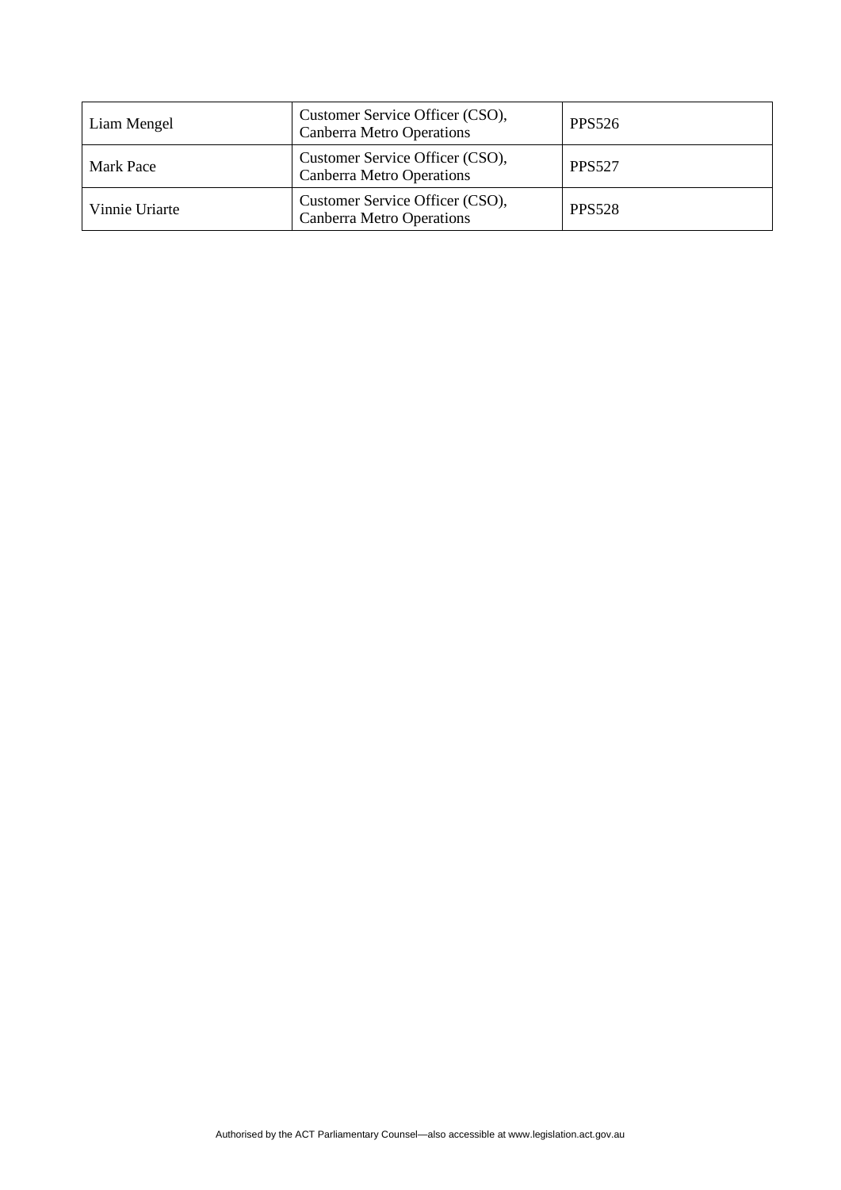| Liam Mengel | Customer Service Officer (CSO), Canberra Metro Operations | PPS526 |
|---|---|---|
| Mark Pace | Customer Service Officer (CSO), Canberra Metro Operations | PPS527 |
| Vinnie Uriarte | Customer Service Officer (CSO), Canberra Metro Operations | PPS528 |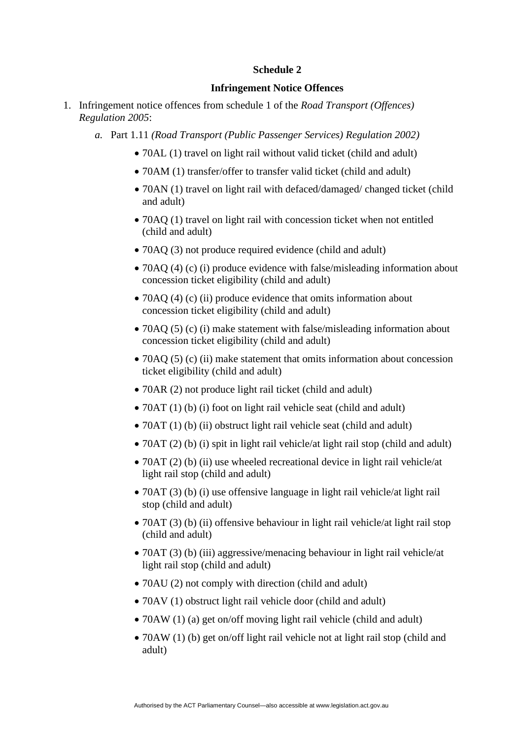## Schedule 2

## Infringement Notice Offences

1. Infringement notice offences from schedule 1 of the *Road Transport (Offences) Regulation 2005*:

   *a.* Part 1.11 *(Road Transport (Public Passenger Services) Regulation 2002)*

      - 70AL (1) travel on light rail without valid ticket (child and adult)
      - 70AM (1) transfer/offer to transfer valid ticket (child and adult)
      - 70AN (1) travel on light rail with defaced/damaged/ changed ticket (child and adult)
      - 70AQ (1) travel on light rail with concession ticket when not entitled (child and adult)
      - 70AQ (3) not produce required evidence (child and adult)
      - 70AQ (4) (c) (i) produce evidence with false/misleading information about concession ticket eligibility (child and adult)
      - 70AQ (4) (c) (ii) produce evidence that omits information about concession ticket eligibility (child and adult)
      - 70AQ (5) (c) (i) make statement with false/misleading information about concession ticket eligibility (child and adult)
      - 70AQ (5) (c) (ii) make statement that omits information about concession ticket eligibility (child and adult)
      - 70AR (2) not produce light rail ticket (child and adult)
      - 70AT (1) (b) (i) foot on light rail vehicle seat (child and adult)
      - 70AT (1) (b) (ii) obstruct light rail vehicle seat (child and adult)
      - 70AT (2) (b) (i) spit in light rail vehicle/at light rail stop (child and adult)
      - 70AT (2) (b) (ii) use wheeled recreational device in light rail vehicle/at light rail stop (child and adult)
      - 70AT (3) (b) (i) use offensive language in light rail vehicle/at light rail stop (child and adult)
      - 70AT (3) (b) (ii) offensive behaviour in light rail vehicle/at light rail stop (child and adult)
      - 70AT (3) (b) (iii) aggressive/menacing behaviour in light rail vehicle/at light rail stop (child and adult)
      - 70AU (2) not comply with direction (child and adult)
      - 70AV (1) obstruct light rail vehicle door (child and adult)
      - 70AW (1) (a) get on/off moving light rail vehicle (child and adult)
      - 70AW (1) (b) get on/off light rail vehicle not at light rail stop (child and adult)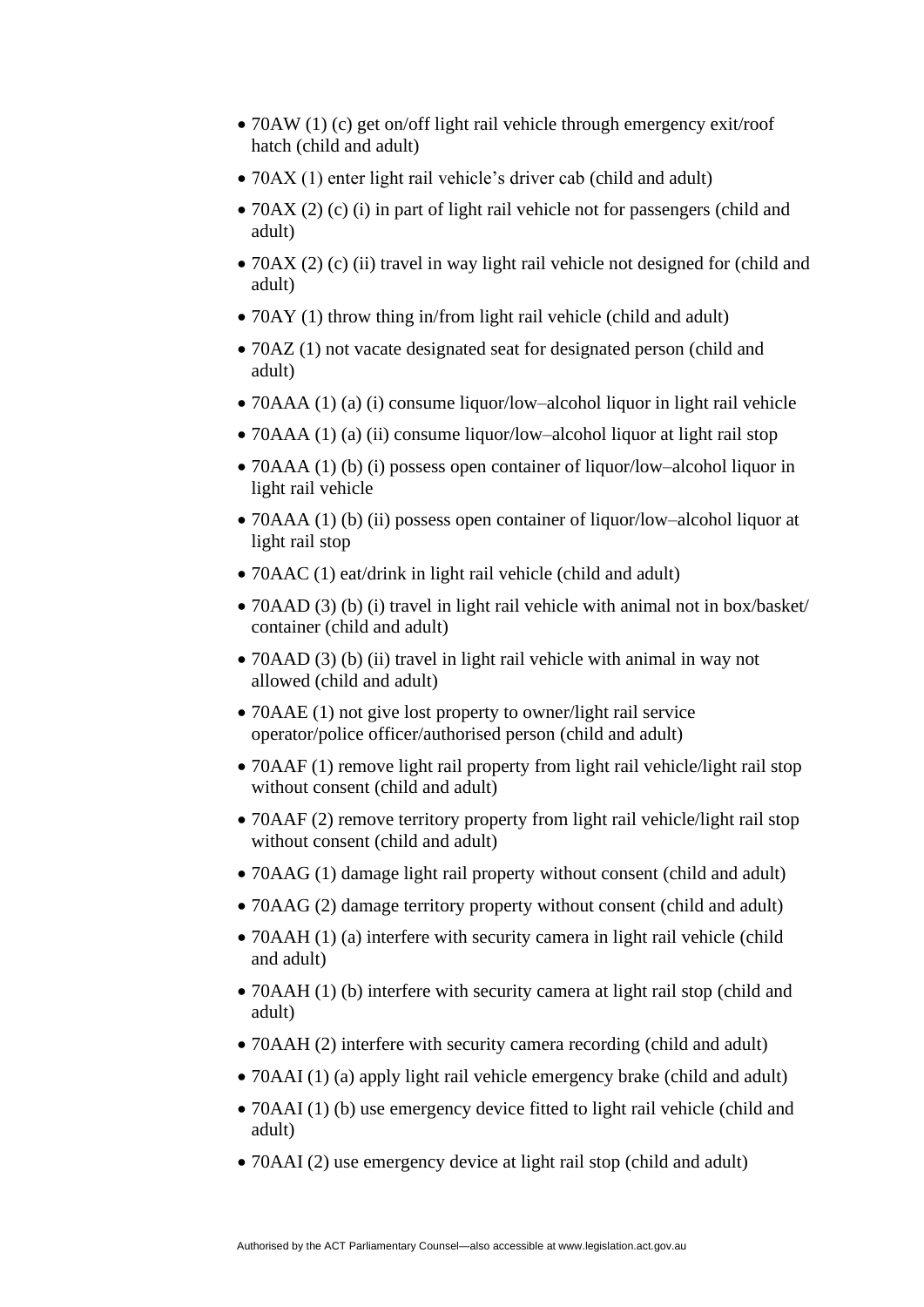- 70AW (1) (c) get on/off light rail vehicle through emergency exit/roof hatch (child and adult)
- 70AX (1) enter light rail vehicle's driver cab (child and adult)
- 70AX (2) (c) (i) in part of light rail vehicle not for passengers (child and adult)
- 70AX (2) (c) (ii) travel in way light rail vehicle not designed for (child and adult)
- 70AY (1) throw thing in/from light rail vehicle (child and adult)
- 70AZ (1) not vacate designated seat for designated person (child and adult)
- 70AAA (1) (a) (i) consume liquor/low–alcohol liquor in light rail vehicle
- 70AAA (1) (a) (ii) consume liquor/low–alcohol liquor at light rail stop
- 70AAA (1) (b) (i) possess open container of liquor/low–alcohol liquor in light rail vehicle
- 70AAA (1) (b) (ii) possess open container of liquor/low–alcohol liquor at light rail stop
- 70AAC (1) eat/drink in light rail vehicle (child and adult)
- 70AAD (3) (b) (i) travel in light rail vehicle with animal not in box/basket/ container (child and adult)
- 70AAD (3) (b) (ii) travel in light rail vehicle with animal in way not allowed (child and adult)
- 70AAE (1) not give lost property to owner/light rail service operator/police officer/authorised person (child and adult)
- 70AAF (1) remove light rail property from light rail vehicle/light rail stop without consent (child and adult)
- 70AAF (2) remove territory property from light rail vehicle/light rail stop without consent (child and adult)
- 70AAG (1) damage light rail property without consent (child and adult)
- 70AAG (2) damage territory property without consent (child and adult)
- 70AAH (1) (a) interfere with security camera in light rail vehicle (child and adult)
- 70AAH (1) (b) interfere with security camera at light rail stop (child and adult)
- 70AAH (2) interfere with security camera recording (child and adult)
- 70AAI (1) (a) apply light rail vehicle emergency brake (child and adult)
- 70AAI (1) (b) use emergency device fitted to light rail vehicle (child and adult)
- 70AAI (2) use emergency device at light rail stop (child and adult)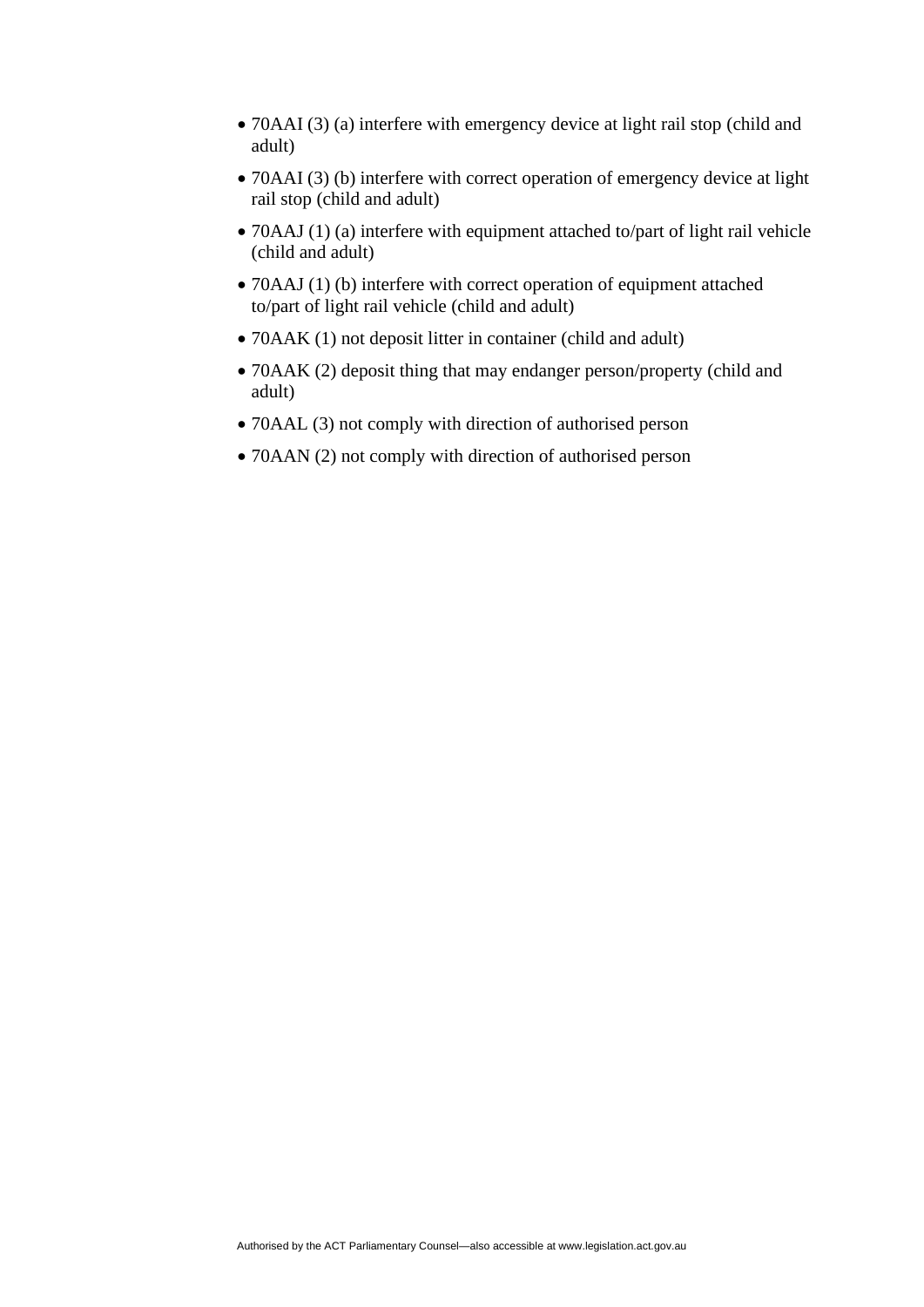- 70AAI (3) (a) interfere with emergency device at light rail stop (child and adult)
- 70AAI (3) (b) interfere with correct operation of emergency device at light rail stop (child and adult)
- 70AAJ (1) (a) interfere with equipment attached to/part of light rail vehicle (child and adult)
- 70AAJ (1) (b) interfere with correct operation of equipment attached to/part of light rail vehicle (child and adult)
- 70AAK (1) not deposit litter in container (child and adult)
- 70AAK (2) deposit thing that may endanger person/property (child and adult)
- 70AAL (3) not comply with direction of authorised person
- 70AAN (2) not comply with direction of authorised person